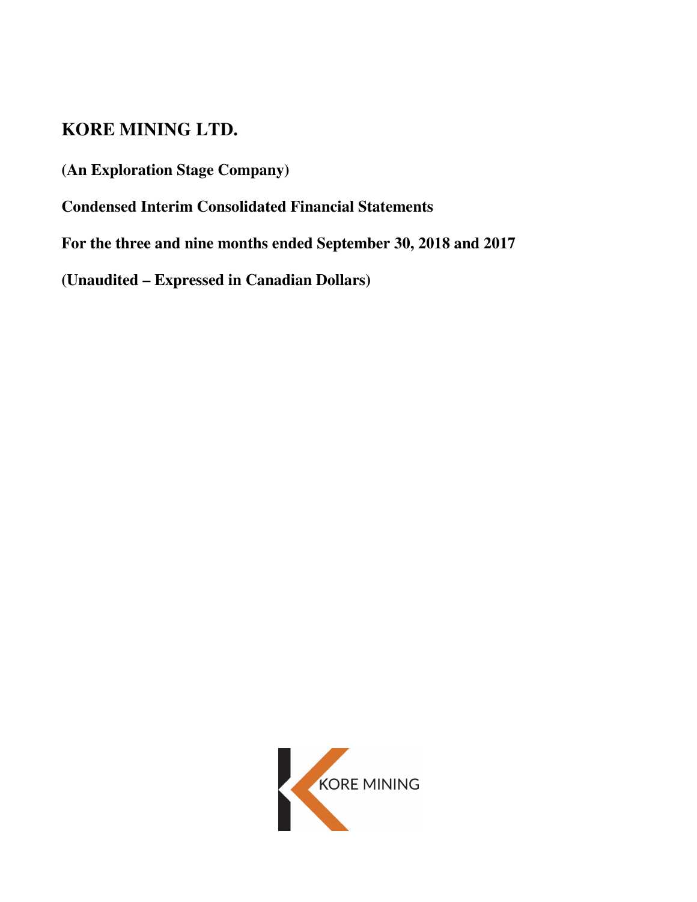# KORE MINING LTD.

**(An Exploration Stage Company)**

**Condensed Interim Consolidated Financial Statements**

**For the three and nine months ended September 30, 2018 and 2017**

**(Unaudited – Expressed in Canadian Dollars)**

KORE MINING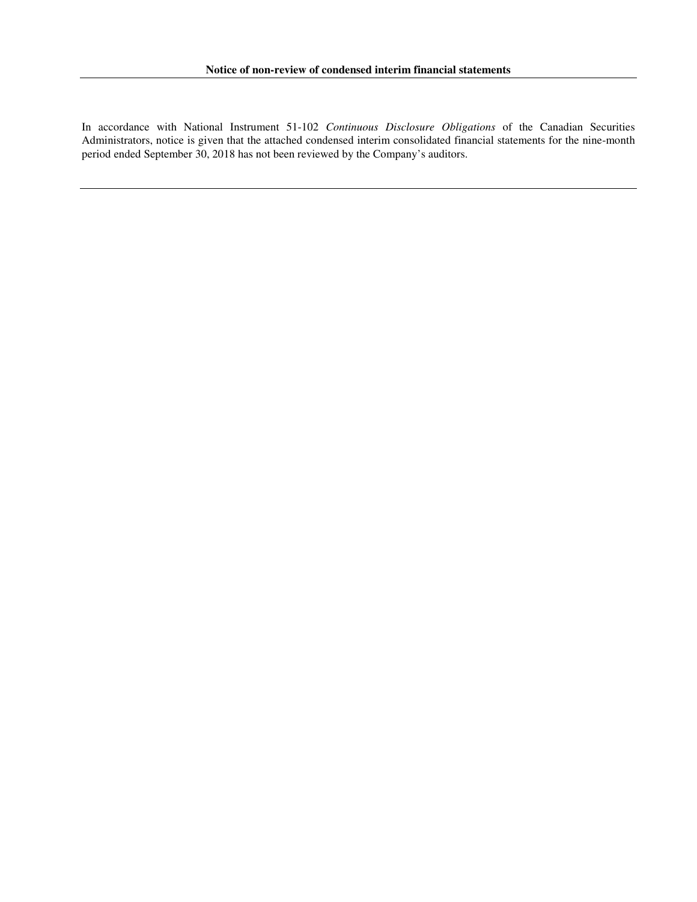**Notice of non-review of condensed interim financial statements**

---

In accordance with National Instrument 51-102 *Continuous Disclosure Obligations* of the Canadian Securities Administrators, notice is given that the attached condensed interim consolidated financial statements for the nine-month period ended September 30, 2018 has not been reviewed by the Company's auditors.

---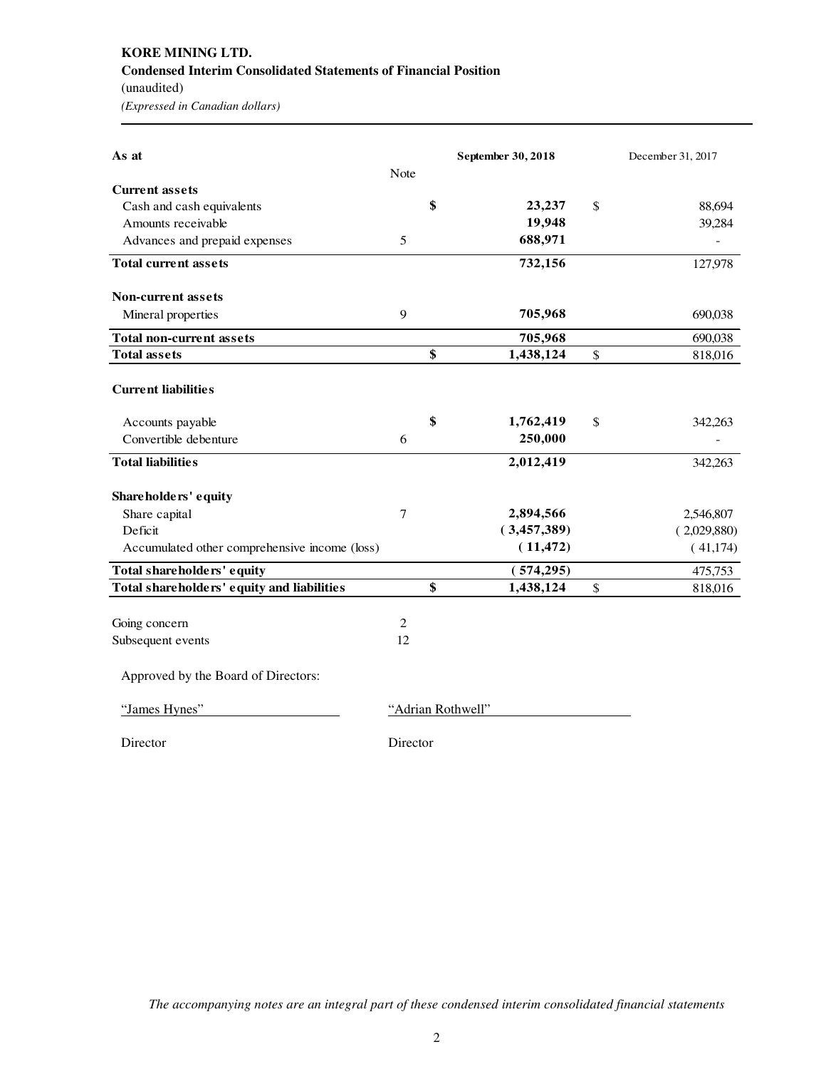**KORE MINING LTD.**
**Condensed Interim Consolidated Statements of Financial Position**
(unaudited)
*(Expressed in Canadian dollars)*

| As at | Note | September 30, 2018 | December 31, 2017 |
|---|---|---|---|
| **Current assets** | | | |
| Cash and cash equivalents | | **$ 23,237** | $ 88,694 |
| Amounts receivable | | **19,948** | 39,284 |
| Advances and prepaid expenses | 5 | **688,971** | - |
| **Total current assets** | | **732,156** | 127,978 |
| **Non-current assets** | | | |
| Mineral properties | 9 | **705,968** | 690,038 |
| **Total non-current assets** | | **705,968** | 690,038 |
| **Total assets** | | **$ 1,438,124** | $ 818,016 |
| **Current liabilities** | | | |
| Accounts payable | | **$ 1,762,419** | $ 342,263 |
| Convertible debenture | 6 | **250,000** | - |
| **Total liabilities** | | **2,012,419** | 342,263 |
| **Shareholders' equity** | | | |
| Share capital | 7 | **2,894,566** | 2,546,807 |
| Deficit | | **( 3,457,389)** | ( 2,029,880) |
| Accumulated other comprehensive income (loss) | | **( 11,472)** | ( 41,174) |
| **Total shareholders' equity** | | **( 574,295)** | 475,753 |
| **Total shareholders' equity and liabilities** | | **$ 1,438,124** | $ 818,016 |

Going concern 2
Subsequent events 12

Approved by the Board of Directors:

"James Hynes" — Director

"Adrian Rothwell" — Director

*The accompanying notes are an integral part of these condensed interim consolidated financial statements*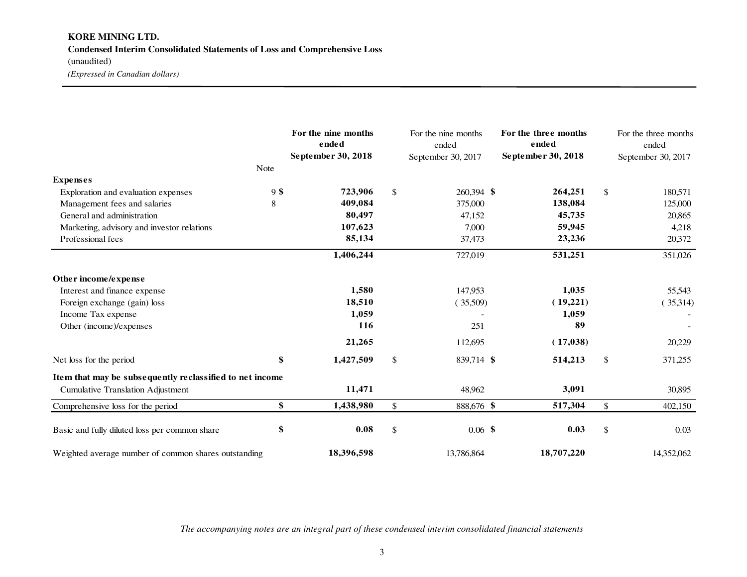**KORE MINING LTD.**
**Condensed Interim Consolidated Statements of Loss and Comprehensive Loss**
(unaudited)
*(Expressed in Canadian dollars)*

| | Note | **For the nine months ended September 30, 2018** | For the nine months ended September 30, 2017 | **For the three months ended September 30, 2018** | For the three months ended September 30, 2017 |
|---|---|---|---|---|---|
| **Expenses** | | | | | |
| Exploration and evaluation expenses | 9 | **$ 723,906** | $ 260,394 | **$ 264,251** | $ 180,571 |
| Management fees and salaries | 8 | **409,084** | 375,000 | **138,084** | 125,000 |
| General and administration | | **80,497** | 47,152 | **45,735** | 20,865 |
| Marketing, advisory and investor relations | | **107,623** | 7,000 | **59,945** | 4,218 |
| Professional fees | | **85,134** | 37,473 | **23,236** | 20,372 |
| | | **1,406,244** | 727,019 | **531,251** | 351,026 |
| **Other income/expense** | | | | | |
| Interest and finance expense | | **1,580** | 147,953 | **1,035** | 55,543 |
| Foreign exchange (gain) loss | | **18,510** | ( 35,509) | **( 19,221)** | ( 35,314) |
| Income Tax expense | | **1,059** | - | **1,059** | - |
| Other (income)/expenses | | **116** | 251 | **89** | - |
| | | **21,265** | 112,695 | **( 17,038)** | 20,229 |
| Net loss for the period | | **$ 1,427,509** | $ 839,714 | **$ 514,213** | $ 371,255 |
| **Item that may be subsequently reclassified to net income** | | | | | |
| Cumulative Translation Adjustment | | **11,471** | 48,962 | **3,091** | 30,895 |
| Comprehensive loss for the period | | **$ 1,438,980** | $ 888,676 | **$ 517,304** | $ 402,150 |
| Basic and fully diluted loss per common share | | **$ 0.08** | $ 0.06 | **$ 0.03** | $ 0.03 |
| Weighted average number of common shares outstanding | | **18,396,598** | 13,786,864 | **18,707,220** | 14,352,062 |

*The accompanying notes are an integral part of these condensed interim consolidated financial statements*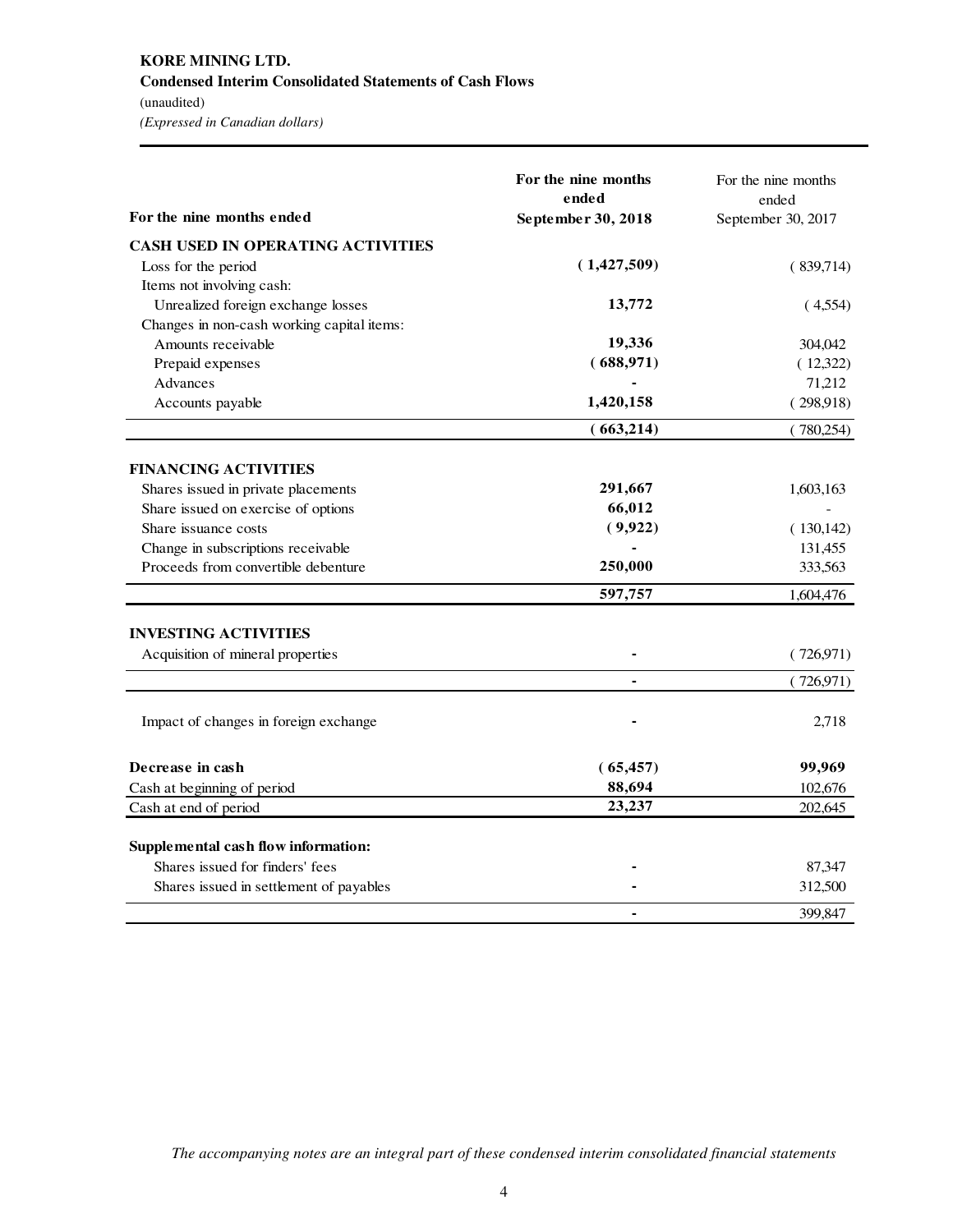**KORE MINING LTD.**
**Condensed Interim Consolidated Statements of Cash Flows**
(unaudited)
*(Expressed in Canadian dollars)*

| For the nine months ended | For the nine months ended September 30, 2018 | For the nine months ended September 30, 2017 |
|---|---|---|
| **CASH USED IN OPERATING ACTIVITIES** | | |
| Loss for the period | **( 1,427,509)** | ( 839,714) |
| Items not involving cash: | | |
| Unrealized foreign exchange losses | **13,772** | ( 4,554) |
| Changes in non-cash working capital items: | | |
| Amounts receivable | **19,336** | 304,042 |
| Prepaid expenses | **( 688,971)** | ( 12,322) |
| Advances | **-** | 71,212 |
| Accounts payable | **1,420,158** | ( 298,918) |
| | **( 663,214)** | ( 780,254) |
| **FINANCING ACTIVITIES** | | |
| Shares issued in private placements | **291,667** | 1,603,163 |
| Share issued on exercise of options | **66,012** | - |
| Share issuance costs | **( 9,922)** | ( 130,142) |
| Change in subscriptions receivable | **-** | 131,455 |
| Proceeds from convertible debenture | **250,000** | 333,563 |
| | **597,757** | 1,604,476 |
| **INVESTING ACTIVITIES** | | |
| Acquisition of mineral properties | **-** | ( 726,971) |
| | **-** | ( 726,971) |
| Impact of changes in foreign exchange | **-** | 2,718 |
| **Decrease in cash** | **( 65,457)** | **99,969** |
| Cash at beginning of period | **88,694** | 102,676 |
| Cash at end of period | **23,237** | 202,645 |
| **Supplemental cash flow information:** | | |
| Shares issued for finders' fees | **-** | 87,347 |
| Shares issued in settlement of payables | **-** | 312,500 |
| | **-** | 399,847 |

*The accompanying notes are an integral part of these condensed interim consolidated financial statements*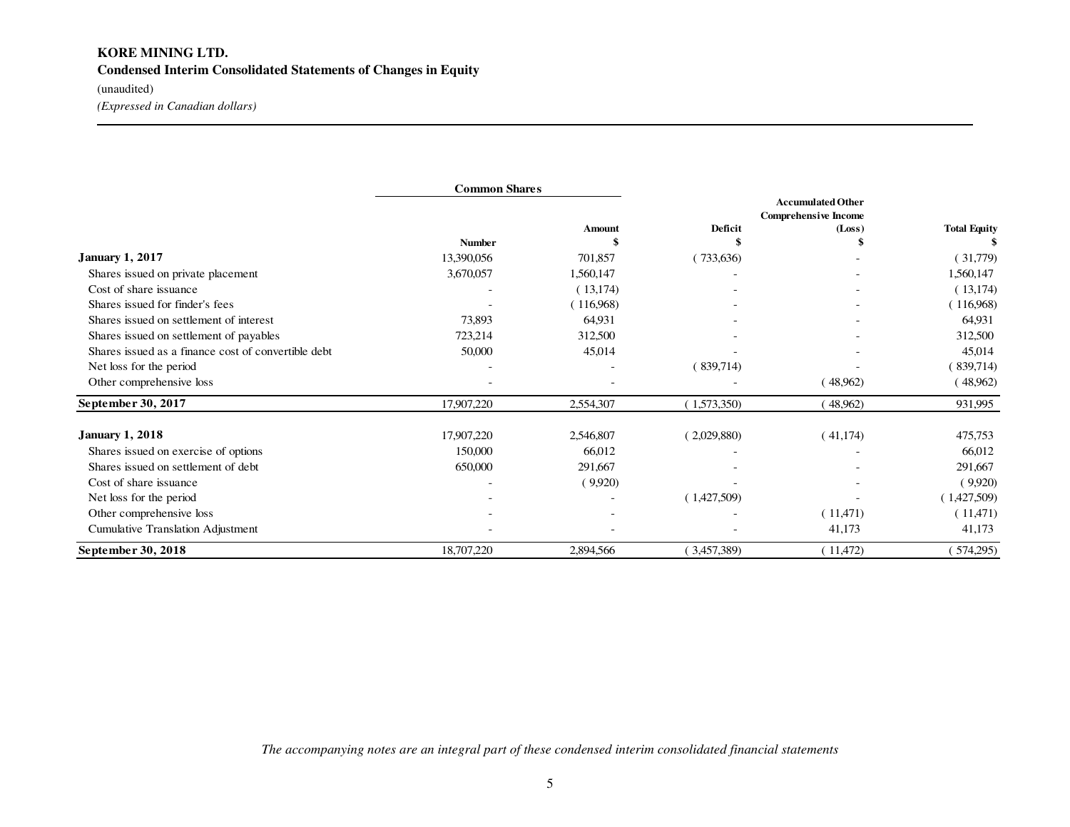**KORE MINING LTD.**
**Condensed Interim Consolidated Statements of Changes in Equity**
(unaudited)
*(Expressed in Canadian dollars)*

| | Common Shares | | | | |
|---|---|---|---|---|---|
| | Number | Amount $ | Deficit $ | Accumulated Other Comprehensive Income (Loss) $ | Total Equity $ |
| **January 1, 2017** | 13,390,056 | 701,857 | ( 733,636) | - | ( 31,779) |
| Shares issued on private placement | 3,670,057 | 1,560,147 | - | - | 1,560,147 |
| Cost of share issuance | - | ( 13,174) | - | - | ( 13,174) |
| Shares issued for finder's fees | - | ( 116,968) | - | - | ( 116,968) |
| Shares issued on settlement of interest | 73,893 | 64,931 | - | - | 64,931 |
| Shares issued on settlement of payables | 723,214 | 312,500 | - | - | 312,500 |
| Shares issued as a finance cost of convertible debt | 50,000 | 45,014 | - | - | 45,014 |
| Net loss for the period | - | - | ( 839,714) | - | ( 839,714) |
| Other comprehensive loss | - | - | - | ( 48,962) | ( 48,962) |
| **September 30, 2017** | 17,907,220 | 2,554,307 | ( 1,573,350) | ( 48,962) | 931,995 |
| | | | | | |
| **January 1, 2018** | 17,907,220 | 2,546,807 | ( 2,029,880) | ( 41,174) | 475,753 |
| Shares issued on exercise of options | 150,000 | 66,012 | - | - | 66,012 |
| Shares issued on settlement of debt | 650,000 | 291,667 | - | - | 291,667 |
| Cost of share issuance | - | ( 9,920) | - | - | ( 9,920) |
| Net loss for the period | - | - | ( 1,427,509) | - | ( 1,427,509) |
| Other comprehensive loss | - | - | - | ( 11,471) | ( 11,471) |
| Cumulative Translation Adjustment | - | - | - | 41,173 | 41,173 |
| **September 30, 2018** | 18,707,220 | 2,894,566 | ( 3,457,389) | ( 11,472) | ( 574,295) |

*The accompanying notes are an integral part of these condensed interim consolidated financial statements*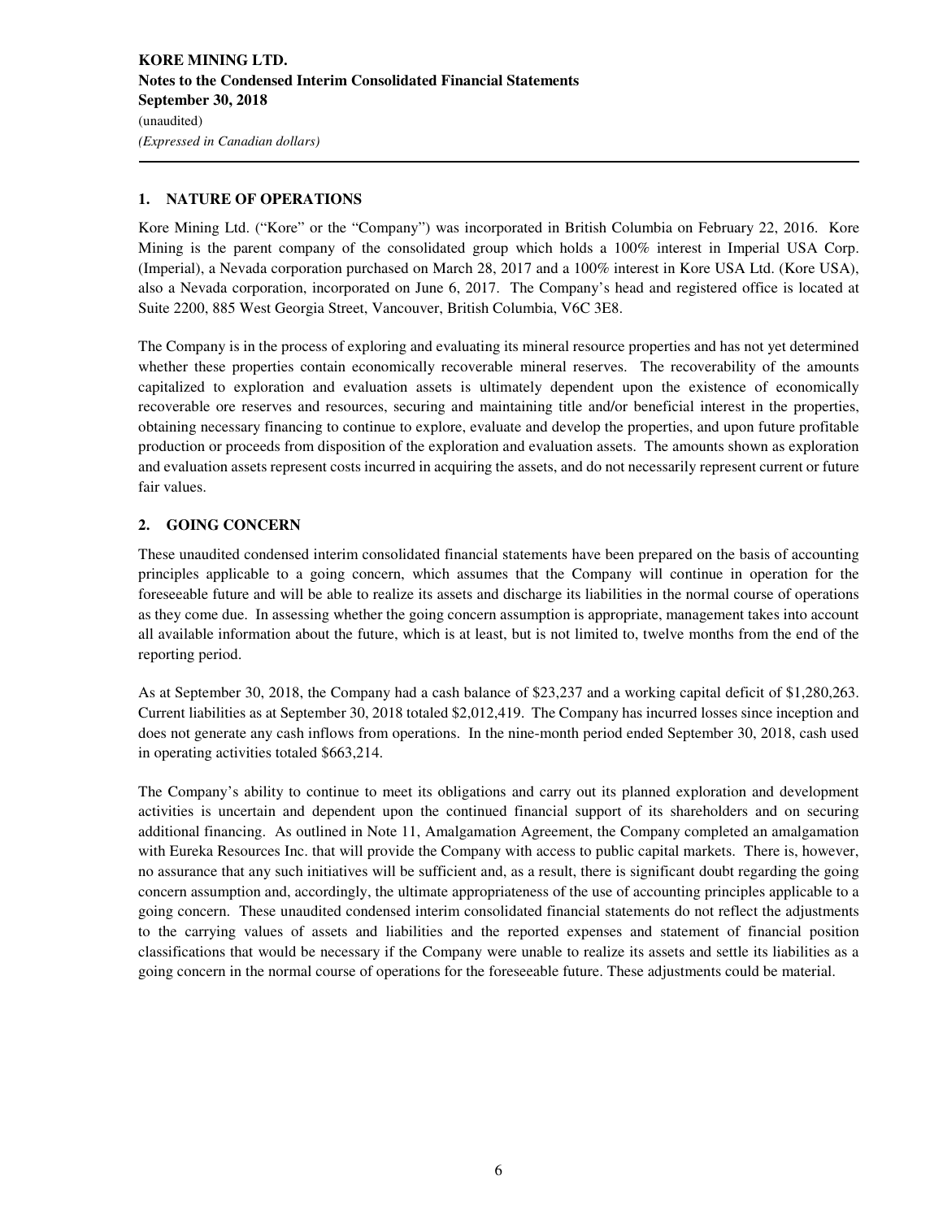## 1. NATURE OF OPERATIONS

Kore Mining Ltd. ("Kore" or the "Company") was incorporated in British Columbia on February 22, 2016. Kore Mining is the parent company of the consolidated group which holds a 100% interest in Imperial USA Corp. (Imperial), a Nevada corporation purchased on March 28, 2017 and a 100% interest in Kore USA Ltd. (Kore USA), also a Nevada corporation, incorporated on June 6, 2017. The Company's head and registered office is located at Suite 2200, 885 West Georgia Street, Vancouver, British Columbia, V6C 3E8.

The Company is in the process of exploring and evaluating its mineral resource properties and has not yet determined whether these properties contain economically recoverable mineral reserves. The recoverability of the amounts capitalized to exploration and evaluation assets is ultimately dependent upon the existence of economically recoverable ore reserves and resources, securing and maintaining title and/or beneficial interest in the properties, obtaining necessary financing to continue to explore, evaluate and develop the properties, and upon future profitable production or proceeds from disposition of the exploration and evaluation assets. The amounts shown as exploration and evaluation assets represent costs incurred in acquiring the assets, and do not necessarily represent current or future fair values.

## 2. GOING CONCERN

These unaudited condensed interim consolidated financial statements have been prepared on the basis of accounting principles applicable to a going concern, which assumes that the Company will continue in operation for the foreseeable future and will be able to realize its assets and discharge its liabilities in the normal course of operations as they come due. In assessing whether the going concern assumption is appropriate, management takes into account all available information about the future, which is at least, but is not limited to, twelve months from the end of the reporting period.

As at September 30, 2018, the Company had a cash balance of $23,237 and a working capital deficit of $1,280,263. Current liabilities as at September 30, 2018 totaled $2,012,419. The Company has incurred losses since inception and does not generate any cash inflows from operations. In the nine-month period ended September 30, 2018, cash used in operating activities totaled $663,214.

The Company's ability to continue to meet its obligations and carry out its planned exploration and development activities is uncertain and dependent upon the continued financial support of its shareholders and on securing additional financing. As outlined in Note 11, Amalgamation Agreement, the Company completed an amalgamation with Eureka Resources Inc. that will provide the Company with access to public capital markets. There is, however, no assurance that any such initiatives will be sufficient and, as a result, there is significant doubt regarding the going concern assumption and, accordingly, the ultimate appropriateness of the use of accounting principles applicable to a going concern. These unaudited condensed interim consolidated financial statements do not reflect the adjustments to the carrying values of assets and liabilities and the reported expenses and statement of financial position classifications that would be necessary if the Company were unable to realize its assets and settle its liabilities as a going concern in the normal course of operations for the foreseeable future. These adjustments could be material.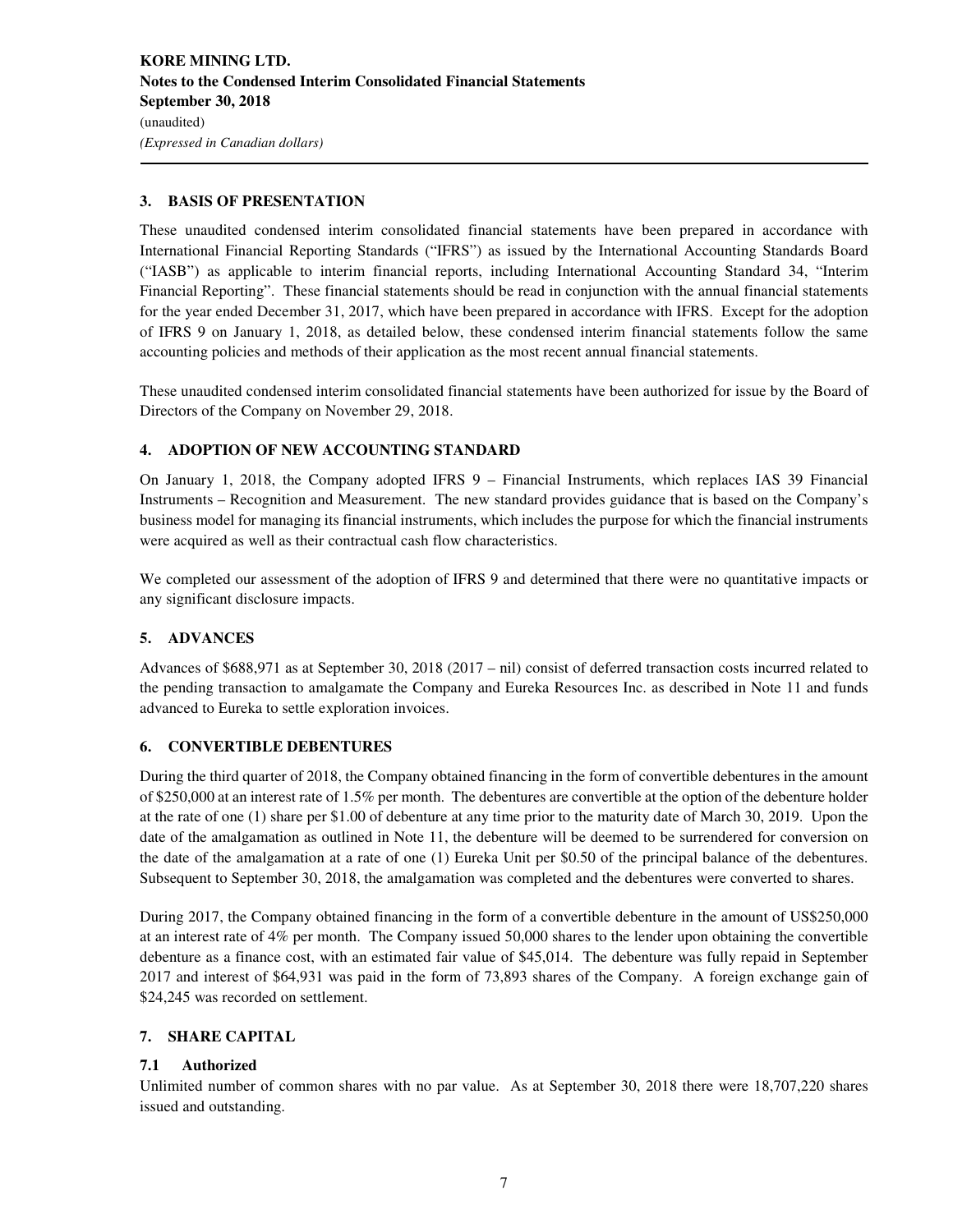## 3. BASIS OF PRESENTATION

These unaudited condensed interim consolidated financial statements have been prepared in accordance with International Financial Reporting Standards ("IFRS") as issued by the International Accounting Standards Board ("IASB") as applicable to interim financial reports, including International Accounting Standard 34, "Interim Financial Reporting". These financial statements should be read in conjunction with the annual financial statements for the year ended December 31, 2017, which have been prepared in accordance with IFRS. Except for the adoption of IFRS 9 on January 1, 2018, as detailed below, these condensed interim financial statements follow the same accounting policies and methods of their application as the most recent annual financial statements.

These unaudited condensed interim consolidated financial statements have been authorized for issue by the Board of Directors of the Company on November 29, 2018.

## 4. ADOPTION OF NEW ACCOUNTING STANDARD

On January 1, 2018, the Company adopted IFRS 9 – Financial Instruments, which replaces IAS 39 Financial Instruments – Recognition and Measurement. The new standard provides guidance that is based on the Company's business model for managing its financial instruments, which includes the purpose for which the financial instruments were acquired as well as their contractual cash flow characteristics.

We completed our assessment of the adoption of IFRS 9 and determined that there were no quantitative impacts or any significant disclosure impacts.

## 5. ADVANCES

Advances of $688,971 as at September 30, 2018 (2017 – nil) consist of deferred transaction costs incurred related to the pending transaction to amalgamate the Company and Eureka Resources Inc. as described in Note 11 and funds advanced to Eureka to settle exploration invoices.

## 6. CONVERTIBLE DEBENTURES

During the third quarter of 2018, the Company obtained financing in the form of convertible debentures in the amount of $250,000 at an interest rate of 1.5% per month. The debentures are convertible at the option of the debenture holder at the rate of one (1) share per $1.00 of debenture at any time prior to the maturity date of March 30, 2019. Upon the date of the amalgamation as outlined in Note 11, the debenture will be deemed to be surrendered for conversion on the date of the amalgamation at a rate of one (1) Eureka Unit per $0.50 of the principal balance of the debentures. Subsequent to September 30, 2018, the amalgamation was completed and the debentures were converted to shares.

During 2017, the Company obtained financing in the form of a convertible debenture in the amount of US$250,000 at an interest rate of 4% per month. The Company issued 50,000 shares to the lender upon obtaining the convertible debenture as a finance cost, with an estimated fair value of $45,014. The debenture was fully repaid in September 2017 and interest of $64,931 was paid in the form of 73,893 shares of the Company. A foreign exchange gain of $24,245 was recorded on settlement.

## 7. SHARE CAPITAL

### 7.1 Authorized

Unlimited number of common shares with no par value. As at September 30, 2018 there were 18,707,220 shares issued and outstanding.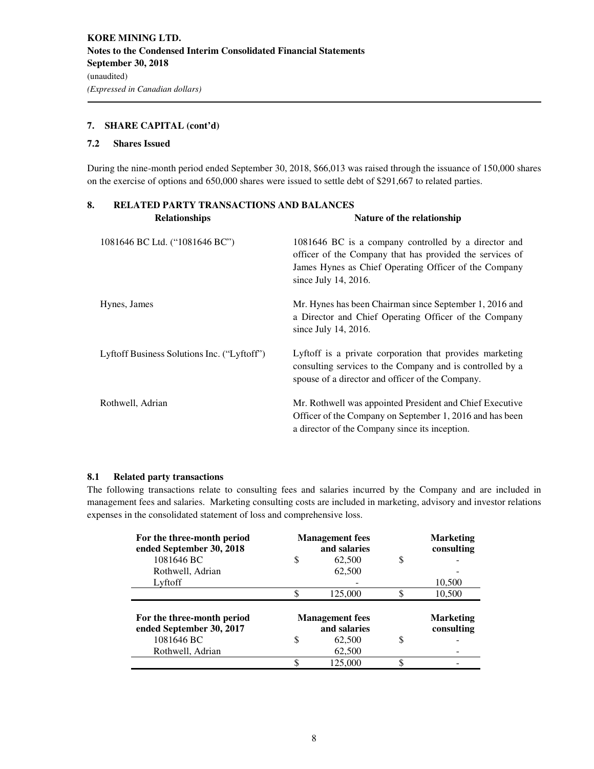## 7. SHARE CAPITAL (cont'd)

### 7.2 Shares Issued

During the nine-month period ended September 30, 2018, $66,013 was raised through the issuance of 150,000 shares on the exercise of options and 650,000 shares were issued to settle debt of $291,667 to related parties.

## 8. RELATED PARTY TRANSACTIONS AND BALANCES

| Relationships | Nature of the relationship |
|---|---|
| 1081646 BC Ltd. ("1081646 BC") | 1081646 BC is a company controlled by a director and officer of the Company that has provided the services of James Hynes as Chief Operating Officer of the Company since July 14, 2016. |
| Hynes, James | Mr. Hynes has been Chairman since September 1, 2016 and a Director and Chief Operating Officer of the Company since July 14, 2016. |
| Lyftoff Business Solutions Inc. ("Lyftoff") | Lyftoff is a private corporation that provides marketing consulting services to the Company and is controlled by a spouse of a director and officer of the Company. |
| Rothwell, Adrian | Mr. Rothwell was appointed President and Chief Executive Officer of the Company on September 1, 2016 and has been a director of the Company since its inception. |

### 8.1 Related party transactions

The following transactions relate to consulting fees and salaries incurred by the Company and are included in management fees and salaries. Marketing consulting costs are included in marketing, advisory and investor relations expenses in the consolidated statement of loss and comprehensive loss.

| For the three-month period ended September 30, 2018 | | Management fees and salaries | | Marketing consulting |
|---|---|---|---|---|
| 1081646 BC | $ | 62,500 | $ | - |
| Rothwell, Adrian | | 62,500 | | - |
| Lyftoff | | - | | 10,500 |
| | $ | 125,000 | $ | 10,500 |

| For the three-month period ended September 30, 2017 | | Management fees and salaries | | Marketing consulting |
|---|---|---|---|---|
| 1081646 BC | $ | 62,500 | $ | - |
| Rothwell, Adrian | | 62,500 | | - |
| | $ | 125,000 | $ | - |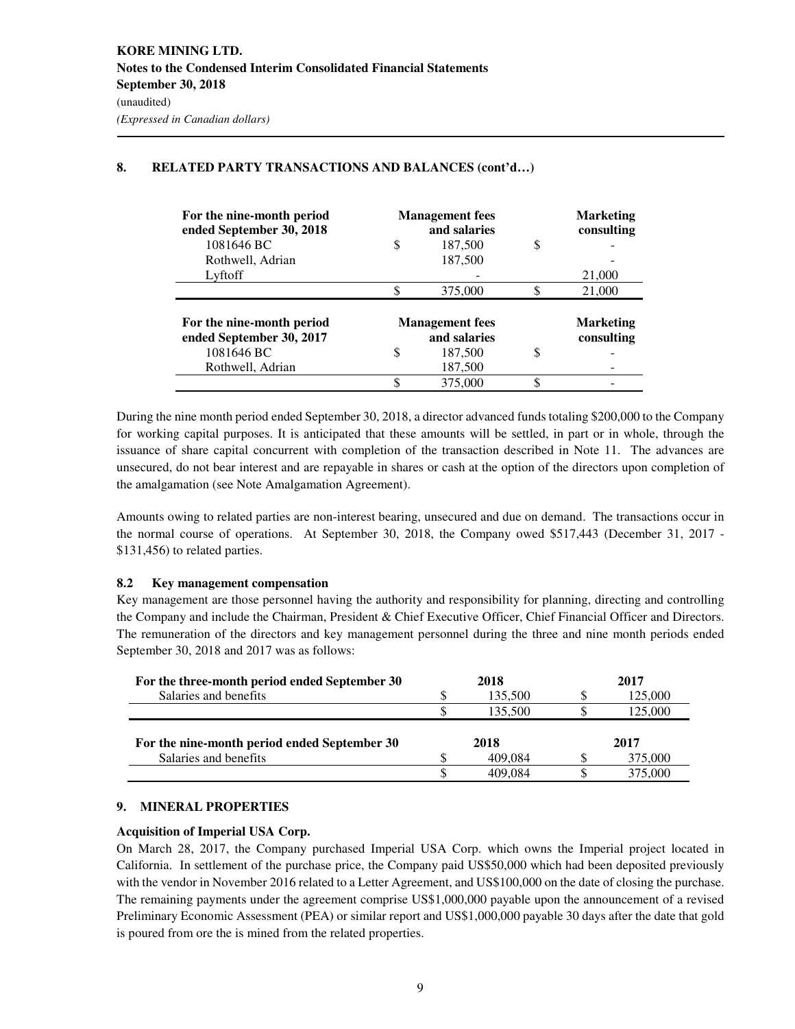## 8. RELATED PARTY TRANSACTIONS AND BALANCES (cont'd…)

| For the nine-month period ended September 30, 2018 | Management fees and salaries | Marketing consulting |
|---|---|---|
| 1081646 BC | $ 187,500 | $ - |
| Rothwell, Adrian | 187,500 | - |
| Lyftoff | - | 21,000 |
| | $ 375,000 | $ 21,000 |

| For the nine-month period ended September 30, 2017 | Management fees and salaries | Marketing consulting |
|---|---|---|
| 1081646 BC | $ 187,500 | $ - |
| Rothwell, Adrian | 187,500 | - |
| | $ 375,000 | $ - |

During the nine month period ended September 30, 2018, a director advanced funds totaling $200,000 to the Company for working capital purposes. It is anticipated that these amounts will be settled, in part or in whole, through the issuance of share capital concurrent with completion of the transaction described in Note 11. The advances are unsecured, do not bear interest and are repayable in shares or cash at the option of the directors upon completion of the amalgamation (see Note Amalgamation Agreement).

Amounts owing to related parties are non-interest bearing, unsecured and due on demand. The transactions occur in the normal course of operations. At September 30, 2018, the Company owed $517,443 (December 31, 2017 - $131,456) to related parties.

### 8.2 Key management compensation

Key management are those personnel having the authority and responsibility for planning, directing and controlling the Company and include the Chairman, President & Chief Executive Officer, Chief Financial Officer and Directors. The remuneration of the directors and key management personnel during the three and nine month periods ended September 30, 2018 and 2017 was as follows:

| For the three-month period ended September 30 | 2018 | 2017 |
|---|---|---|
| Salaries and benefits | $ 135,500 | $ 125,000 |
| | $ 135,500 | $ 125,000 |

| For the nine-month period ended September 30 | 2018 | 2017 |
|---|---|---|
| Salaries and benefits | $ 409,084 | $ 375,000 |
| | $ 409,084 | $ 375,000 |

## 9. MINERAL PROPERTIES

**Acquisition of Imperial USA Corp.**

On March 28, 2017, the Company purchased Imperial USA Corp. which owns the Imperial project located in California. In settlement of the purchase price, the Company paid US$50,000 which had been deposited previously with the vendor in November 2016 related to a Letter Agreement, and US$100,000 on the date of closing the purchase. The remaining payments under the agreement comprise US$1,000,000 payable upon the announcement of a revised Preliminary Economic Assessment (PEA) or similar report and US$1,000,000 payable 30 days after the date that gold is poured from ore the is mined from the related properties.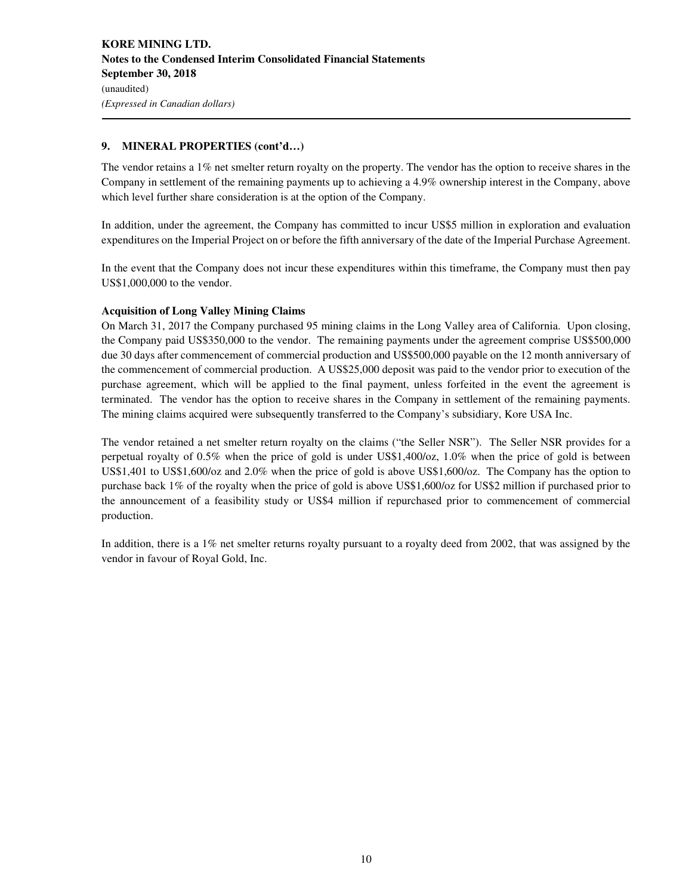## 9. MINERAL PROPERTIES (cont'd…)

The vendor retains a 1% net smelter return royalty on the property. The vendor has the option to receive shares in the Company in settlement of the remaining payments up to achieving a 4.9% ownership interest in the Company, above which level further share consideration is at the option of the Company.

In addition, under the agreement, the Company has committed to incur US$5 million in exploration and evaluation expenditures on the Imperial Project on or before the fifth anniversary of the date of the Imperial Purchase Agreement.

In the event that the Company does not incur these expenditures within this timeframe, the Company must then pay US$1,000,000 to the vendor.

### Acquisition of Long Valley Mining Claims

On March 31, 2017 the Company purchased 95 mining claims in the Long Valley area of California. Upon closing, the Company paid US$350,000 to the vendor. The remaining payments under the agreement comprise US$500,000 due 30 days after commencement of commercial production and US$500,000 payable on the 12 month anniversary of the commencement of commercial production. A US$25,000 deposit was paid to the vendor prior to execution of the purchase agreement, which will be applied to the final payment, unless forfeited in the event the agreement is terminated. The vendor has the option to receive shares in the Company in settlement of the remaining payments. The mining claims acquired were subsequently transferred to the Company's subsidiary, Kore USA Inc.

The vendor retained a net smelter return royalty on the claims ("the Seller NSR"). The Seller NSR provides for a perpetual royalty of 0.5% when the price of gold is under US$1,400/oz, 1.0% when the price of gold is between US$1,401 to US$1,600/oz and 2.0% when the price of gold is above US$1,600/oz. The Company has the option to purchase back 1% of the royalty when the price of gold is above US$1,600/oz for US$2 million if purchased prior to the announcement of a feasibility study or US$4 million if repurchased prior to commencement of commercial production.

In addition, there is a 1% net smelter returns royalty pursuant to a royalty deed from 2002, that was assigned by the vendor in favour of Royal Gold, Inc.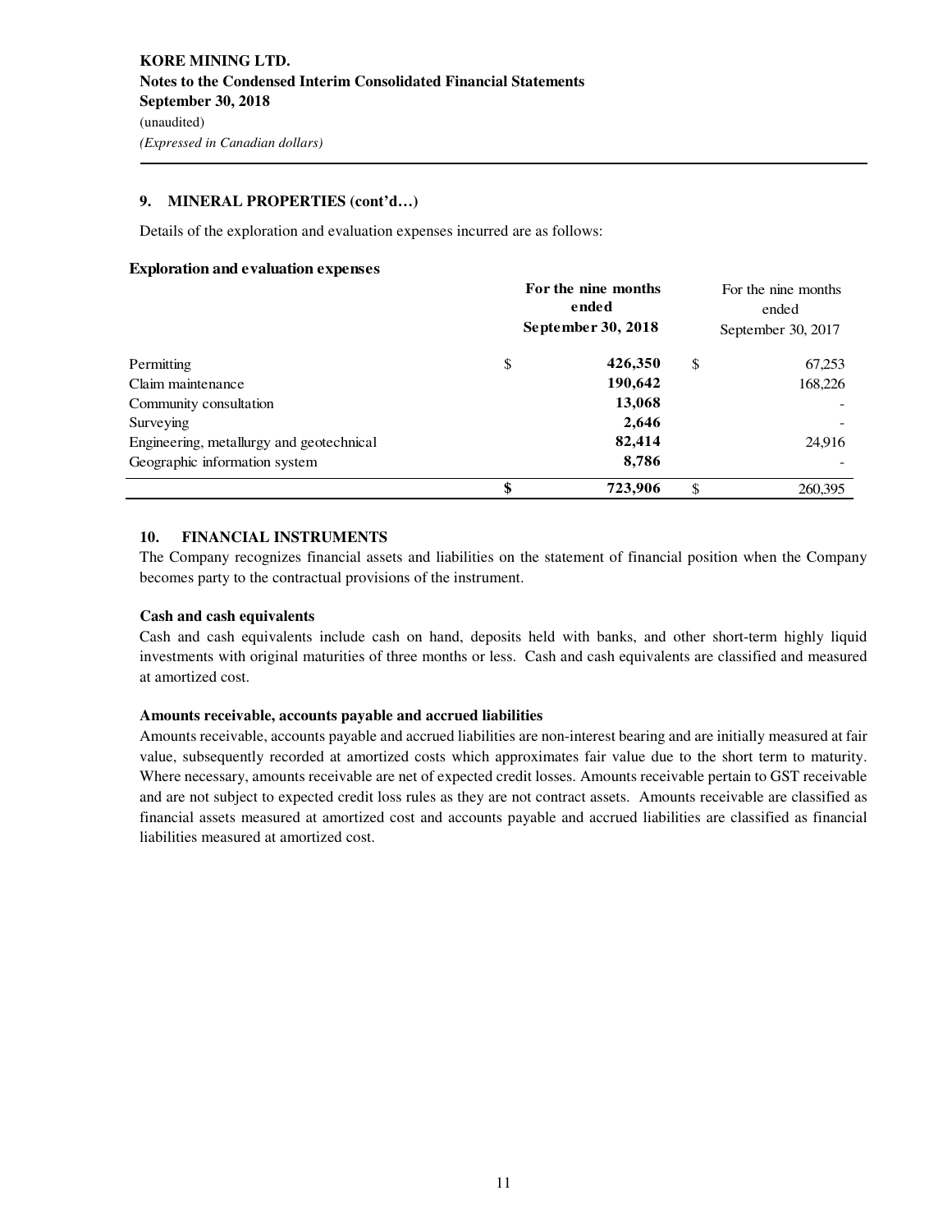## 9. MINERAL PROPERTIES (cont'd…)

Details of the exploration and evaluation expenses incurred are as follows:

**Exploration and evaluation expenses**

| | **For the nine months ended September 30, 2018** | For the nine months ended September 30, 2017 |
|---|---|---|
| Permitting | $ **426,350** | $ 67,253 |
| Claim maintenance | **190,642** | 168,226 |
| Community consultation | **13,068** | - |
| Surveying | **2,646** | - |
| Engineering, metallurgy and geotechnical | **82,414** | 24,916 |
| Geographic information system | **8,786** | - |
| | **$ 723,906** | $ 260,395 |

## 10. FINANCIAL INSTRUMENTS

The Company recognizes financial assets and liabilities on the statement of financial position when the Company becomes party to the contractual provisions of the instrument.

**Cash and cash equivalents**

Cash and cash equivalents include cash on hand, deposits held with banks, and other short-term highly liquid investments with original maturities of three months or less. Cash and cash equivalents are classified and measured at amortized cost.

**Amounts receivable, accounts payable and accrued liabilities**

Amounts receivable, accounts payable and accrued liabilities are non-interest bearing and are initially measured at fair value, subsequently recorded at amortized costs which approximates fair value due to the short term to maturity. Where necessary, amounts receivable are net of expected credit losses. Amounts receivable pertain to GST receivable and are not subject to expected credit loss rules as they are not contract assets. Amounts receivable are classified as financial assets measured at amortized cost and accounts payable and accrued liabilities are classified as financial liabilities measured at amortized cost.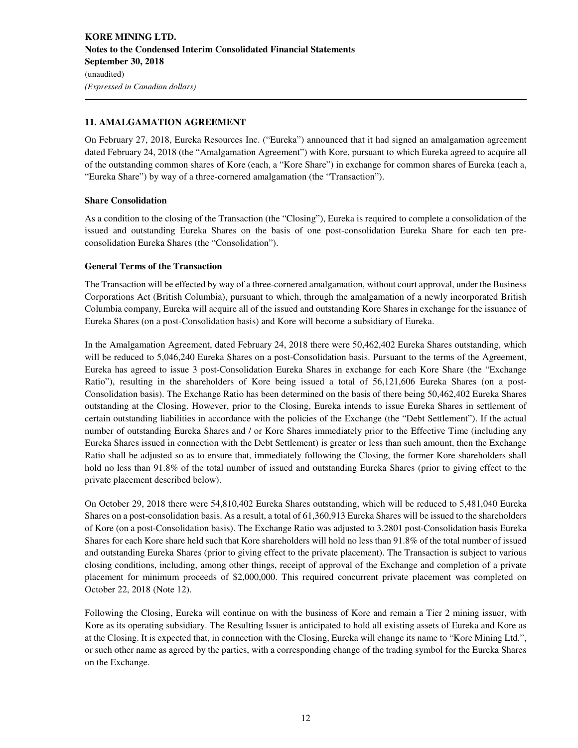## 11. AMALGAMATION AGREEMENT

On February 27, 2018, Eureka Resources Inc. ("Eureka") announced that it had signed an amalgamation agreement dated February 24, 2018 (the "Amalgamation Agreement") with Kore, pursuant to which Eureka agreed to acquire all of the outstanding common shares of Kore (each, a "Kore Share") in exchange for common shares of Eureka (each a, "Eureka Share") by way of a three-cornered amalgamation (the "Transaction").

### Share Consolidation

As a condition to the closing of the Transaction (the "Closing"), Eureka is required to complete a consolidation of the issued and outstanding Eureka Shares on the basis of one post-consolidation Eureka Share for each ten pre-consolidation Eureka Shares (the "Consolidation").

### General Terms of the Transaction

The Transaction will be effected by way of a three-cornered amalgamation, without court approval, under the Business Corporations Act (British Columbia), pursuant to which, through the amalgamation of a newly incorporated British Columbia company, Eureka will acquire all of the issued and outstanding Kore Shares in exchange for the issuance of Eureka Shares (on a post-Consolidation basis) and Kore will become a subsidiary of Eureka.

In the Amalgamation Agreement, dated February 24, 2018 there were 50,462,402 Eureka Shares outstanding, which will be reduced to 5,046,240 Eureka Shares on a post-Consolidation basis. Pursuant to the terms of the Agreement, Eureka has agreed to issue 3 post-Consolidation Eureka Shares in exchange for each Kore Share (the "Exchange Ratio"), resulting in the shareholders of Kore being issued a total of 56,121,606 Eureka Shares (on a post-Consolidation basis). The Exchange Ratio has been determined on the basis of there being 50,462,402 Eureka Shares outstanding at the Closing. However, prior to the Closing, Eureka intends to issue Eureka Shares in settlement of certain outstanding liabilities in accordance with the policies of the Exchange (the "Debt Settlement"). If the actual number of outstanding Eureka Shares and / or Kore Shares immediately prior to the Effective Time (including any Eureka Shares issued in connection with the Debt Settlement) is greater or less than such amount, then the Exchange Ratio shall be adjusted so as to ensure that, immediately following the Closing, the former Kore shareholders shall hold no less than 91.8% of the total number of issued and outstanding Eureka Shares (prior to giving effect to the private placement described below).

On October 29, 2018 there were 54,810,402 Eureka Shares outstanding, which will be reduced to 5,481,040 Eureka Shares on a post-consolidation basis. As a result, a total of 61,360,913 Eureka Shares will be issued to the shareholders of Kore (on a post-Consolidation basis). The Exchange Ratio was adjusted to 3.2801 post-Consolidation basis Eureka Shares for each Kore share held such that Kore shareholders will hold no less than 91.8% of the total number of issued and outstanding Eureka Shares (prior to giving effect to the private placement). The Transaction is subject to various closing conditions, including, among other things, receipt of approval of the Exchange and completion of a private placement for minimum proceeds of $2,000,000. This required concurrent private placement was completed on October 22, 2018 (Note 12).

Following the Closing, Eureka will continue on with the business of Kore and remain a Tier 2 mining issuer, with Kore as its operating subsidiary. The Resulting Issuer is anticipated to hold all existing assets of Eureka and Kore as at the Closing. It is expected that, in connection with the Closing, Eureka will change its name to "Kore Mining Ltd.", or such other name as agreed by the parties, with a corresponding change of the trading symbol for the Eureka Shares on the Exchange.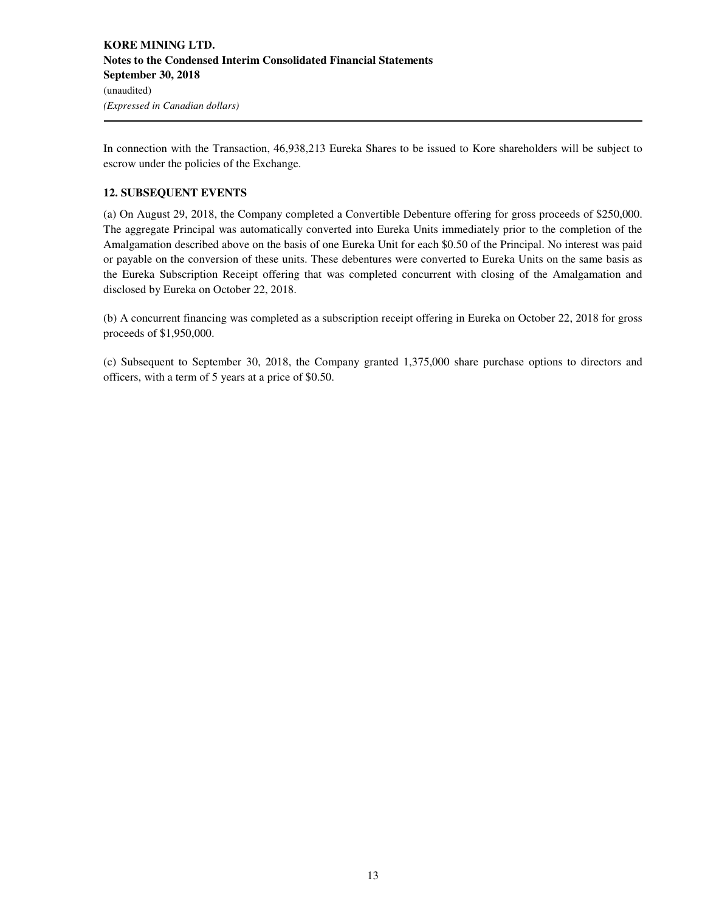In connection with the Transaction, 46,938,213 Eureka Shares to be issued to Kore shareholders will be subject to escrow under the policies of the Exchange.

## 12. SUBSEQUENT EVENTS

(a) On August 29, 2018, the Company completed a Convertible Debenture offering for gross proceeds of $250,000. The aggregate Principal was automatically converted into Eureka Units immediately prior to the completion of the Amalgamation described above on the basis of one Eureka Unit for each $0.50 of the Principal. No interest was paid or payable on the conversion of these units. These debentures were converted to Eureka Units on the same basis as the Eureka Subscription Receipt offering that was completed concurrent with closing of the Amalgamation and disclosed by Eureka on October 22, 2018.

(b) A concurrent financing was completed as a subscription receipt offering in Eureka on October 22, 2018 for gross proceeds of $1,950,000.

(c) Subsequent to September 30, 2018, the Company granted 1,375,000 share purchase options to directors and officers, with a term of 5 years at a price of $0.50.